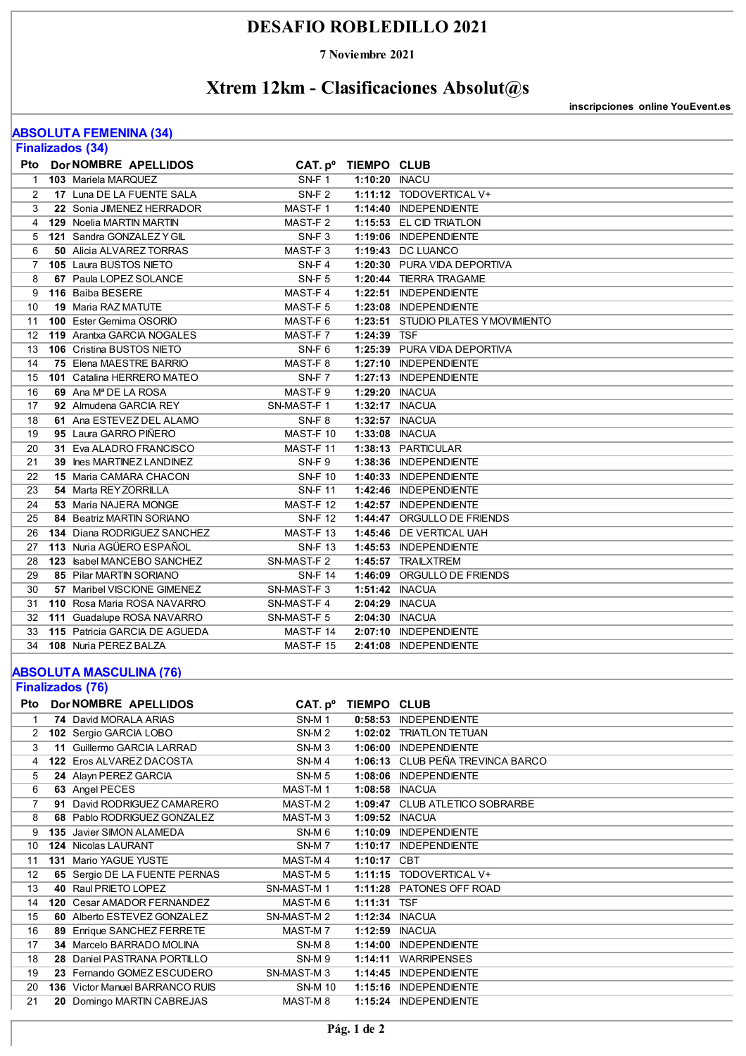# DESAFIO ROBLEDILLO 2021

**7 Noviembre 2021**

## Xtrem 12km - Clasificaciones Absolut@s

**inscripciones online YouEvent.es**

### ABSOLUTA FEMENINA (34)

**Finalizados (34)**

| Pto | Dor | NOMBRE APELLIDOS | CAT. pº | TIEMPO | CLUB |
|---|---|---|---|---|---|
| 1 | **103** | Mariela MARQUEZ | SN-F 1 | **1:10:20** | INACU |
| 2 | **17** | Luna DE LA FUENTE SALA | SN-F 2 | **1:11:12** | TODOVERTICAL V+ |
| 3 | **22** | Sonia JIMENEZ HERRADOR | MAST-F 1 | **1:14:40** | INDEPENDIENTE |
| 4 | **129** | Noelia MARTIN MARTIN | MAST-F 2 | **1:15:53** | EL CID TRIATLON |
| 5 | **121** | Sandra GONZALEZ Y GIL | SN-F 3 | **1:19:06** | INDEPENDIENTE |
| 6 | **50** | Alicia ALVAREZ TORRAS | MAST-F 3 | **1:19:43** | DC LUANCO |
| 7 | **105** | Laura BUSTOS NIETO | SN-F 4 | **1:20:30** | PURA VIDA DEPORTIVA |
| 8 | **67** | Paula LOPEZ SOLANCE | SN-F 5 | **1:20:44** | TIERRA TRAGAME |
| 9 | **116** | Baiba BESERE | MAST-F 4 | **1:22:51** | INDEPENDIENTE |
| 10 | **19** | Maria RAZ MATUTE | MAST-F 5 | **1:23:08** | INDEPENDIENTE |
| 11 | **100** | Ester Gemima OSORIO | MAST-F 6 | **1:23:51** | STUDIO PILATES Y MOVIMIENTO |
| 12 | **119** | Arantxa GARCIA NOGALES | MAST-F 7 | **1:24:39** | TSF |
| 13 | **106** | Cristina BUSTOS NIETO | SN-F 6 | **1:25:39** | PURA VIDA DEPORTIVA |
| 14 | **75** | Elena MAESTRE BARRIO | MAST-F 8 | **1:27:10** | INDEPENDIENTE |
| 15 | **101** | Catalina HERRERO MATEO | SN-F 7 | **1:27:13** | INDEPENDIENTE |
| 16 | **69** | Ana Mª DE LA ROSA | MAST-F 9 | **1:29:20** | INACUA |
| 17 | **92** | Almudena GARCIA REY | SN-MAST-F 1 | **1:32:17** | INACUA |
| 18 | **61** | Ana ESTEVEZ DEL ALAMO | SN-F 8 | **1:32:57** | INACUA |
| 19 | **95** | Laura GARRO PIÑERO | MAST-F 10 | **1:33:08** | INACUA |
| 20 | **31** | Eva ALADRO FRANCISCO | MAST-F 11 | **1:38:13** | PARTICULAR |
| 21 | **39** | Ines MARTINEZ LANDINEZ | SN-F 9 | **1:38:36** | INDEPENDIENTE |
| 22 | **15** | Maria CAMARA CHACON | SN-F 10 | **1:40:33** | INDEPENDIENTE |
| 23 | **54** | Marta REY ZORRILLA | SN-F 11 | **1:42:46** | INDEPENDIENTE |
| 24 | **53** | Maria NAJERA MONGE | MAST-F 12 | **1:42:57** | INDEPENDIENTE |
| 25 | **84** | Beatriz MARTIN SORIANO | SN-F 12 | **1:44:47** | ORGULLO DE FRIENDS |
| 26 | **134** | Diana RODRIGUEZ SANCHEZ | MAST-F 13 | **1:45:46** | DE VERTICAL UAH |
| 27 | **113** | Nuria AGÜERO ESPAÑOL | SN-F 13 | **1:45:53** | INDEPENDIENTE |
| 28 | **123** | Isabel MANCEBO SANCHEZ | SN-MAST-F 2 | **1:45:57** | TRAILXTREM |
| 29 | **85** | Pilar MARTIN SORIANO | SN-F 14 | **1:46:09** | ORGULLO DE FRIENDS |
| 30 | **57** | Maribel VISCIONE GIMENEZ | SN-MAST-F 3 | **1:51:42** | INACUA |
| 31 | **110** | Rosa Maria ROSA NAVARRO | SN-MAST-F 4 | **2:04:29** | INACUA |
| 32 | **111** | Guadalupe ROSA NAVARRO | SN-MAST-F 5 | **2:04:30** | INACUA |
| 33 | **115** | Patricia GARCIA DE AGUEDA | MAST-F 14 | **2:07:10** | INDEPENDIENTE |
| 34 | **108** | Nuria PEREZ BALZA | MAST-F 15 | **2:41:08** | INDEPENDIENTE |

### ABSOLUTA MASCULINA (76)

**Finalizados (76)**

| Pto | Dor | NOMBRE APELLIDOS | CAT. pº | TIEMPO | CLUB |
|---|---|---|---|---|---|
| 1 | **74** | David MORALA ARIAS | SN-M 1 | **0:58:53** | INDEPENDIENTE |
| 2 | **102** | Sergio GARCIA LOBO | SN-M 2 | **1:02:02** | TRIATLON TETUAN |
| 3 | **11** | Guillermo GARCIA LARRAD | SN-M 3 | **1:06:00** | INDEPENDIENTE |
| 4 | **122** | Eros ALVAREZ DACOSTA | SN-M 4 | **1:06:13** | CLUB PEÑA TREVINCA BARCO |
| 5 | **24** | Alayn PEREZ GARCIA | SN-M 5 | **1:08:06** | INDEPENDIENTE |
| 6 | **63** | Angel PECES | MAST-M 1 | **1:08:58** | INACUA |
| 7 | **91** | David RODRIGUEZ CAMARERO | MAST-M 2 | **1:09:47** | CLUB ATLETICO SOBRARBE |
| 8 | **68** | Pablo RODRIGUEZ GONZALEZ | MAST-M 3 | **1:09:52** | INACUA |
| 9 | **135** | Javier SIMON ALAMEDA | SN-M 6 | **1:10:09** | INDEPENDIENTE |
| 10 | **124** | Nicolas LAURANT | SN-M 7 | **1:10:17** | INDEPENDIENTE |
| 11 | **131** | Mario YAGUE YUSTE | MAST-M 4 | **1:10:17** | CBT |
| 12 | **65** | Sergio DE LA FUENTE PERNAS | MAST-M 5 | **1:11:15** | TODOVERTICAL V+ |
| 13 | **40** | Raul PRIETO LOPEZ | SN-MAST-M 1 | **1:11:28** | PATONES OFF ROAD |
| 14 | **120** | Cesar AMADOR FERNANDEZ | MAST-M 6 | **1:11:31** | TSF |
| 15 | **60** | Alberto ESTEVEZ GONZALEZ | SN-MAST-M 2 | **1:12:34** | INACUA |
| 16 | **89** | Enrique SANCHEZ FERRETE | MAST-M 7 | **1:12:59** | INACUA |
| 17 | **34** | Marcelo BARRADO MOLINA | SN-M 8 | **1:14:00** | INDEPENDIENTE |
| 18 | **28** | Daniel PASTRANA PORTILLO | SN-M 9 | **1:14:11** | WARRIPENSES |
| 19 | **23** | Fernando GOMEZ ESCUDERO | SN-MAST-M 3 | **1:14:45** | INDEPENDIENTE |
| 20 | **136** | Victor Manuel BARRANCO RUIS | SN-M 10 | **1:15:16** | INDEPENDIENTE |
| 21 | **20** | Domingo MARTIN CABREJAS | MAST-M 8 | **1:15:24** | INDEPENDIENTE |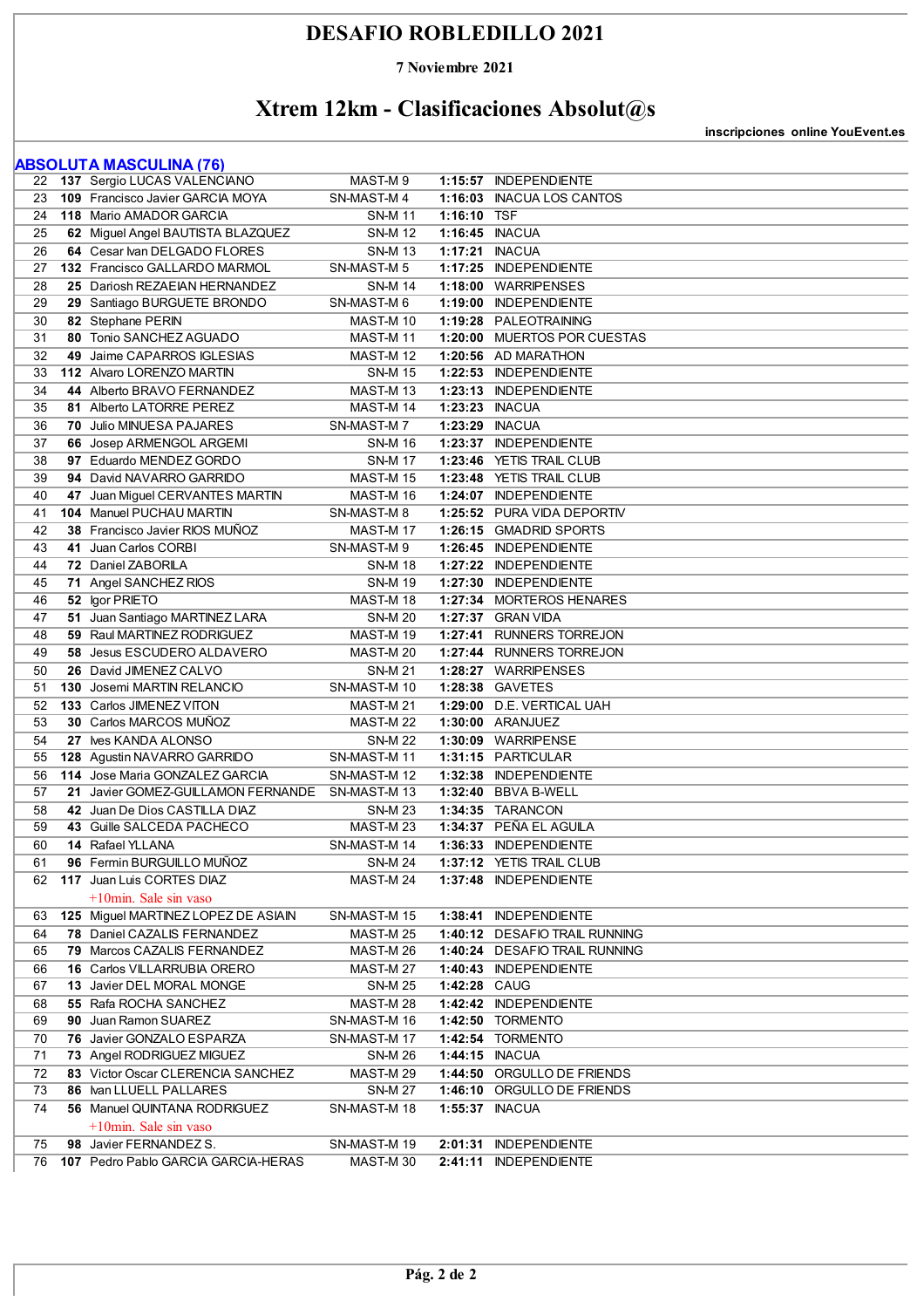# DESAFIO ROBLEDILLO 2021

**7 Noviembre 2021**

## Xtrem 12km - Clasificaciones Absolut@s

**inscripciones online YouEvent.es**

### ABSOLUTA MASCULINA (76)

| | | | | | |
|---|---|---|---|---|---|
| 22 | **137** | Sergio LUCAS VALENCIANO | MAST-M 9 | **1:15:57** | INDEPENDIENTE |
| 23 | **109** | Francisco Javier GARCIA MOYA | SN-MAST-M 4 | **1:16:03** | INACUA LOS CANTOS |
| 24 | **118** | Mario AMADOR GARCIA | SN-M 11 | **1:16:10** | TSF |
| 25 | **62** | Miguel Angel BAUTISTA BLAZQUEZ | SN-M 12 | **1:16:45** | INACUA |
| 26 | **64** | Cesar Ivan DELGADO FLORES | SN-M 13 | **1:17:21** | INACUA |
| 27 | **132** | Francisco GALLARDO MARMOL | SN-MAST-M 5 | **1:17:25** | INDEPENDIENTE |
| 28 | **25** | Dariosh REZAEIAN HERNANDEZ | SN-M 14 | **1:18:00** | WARRIPENSES |
| 29 | **29** | Santiago BURGUETE BRONDO | SN-MAST-M 6 | **1:19:00** | INDEPENDIENTE |
| 30 | **82** | Stephane PERIN | MAST-M 10 | **1:19:28** | PALEOTRAINING |
| 31 | **80** | Tonio SANCHEZ AGUADO | MAST-M 11 | **1:20:00** | MUERTOS POR CUESTAS |
| 32 | **49** | Jaime CAPARROS IGLESIAS | MAST-M 12 | **1:20:56** | AD MARATHON |
| 33 | **112** | Alvaro LORENZO MARTIN | SN-M 15 | **1:22:53** | INDEPENDIENTE |
| 34 | **44** | Alberto BRAVO FERNANDEZ | MAST-M 13 | **1:23:13** | INDEPENDIENTE |
| 35 | **81** | Alberto LATORRE PEREZ | MAST-M 14 | **1:23:23** | INACUA |
| 36 | **70** | Julio MINUESA PAJARES | SN-MAST-M 7 | **1:23:29** | INACUA |
| 37 | **66** | Josep ARMENGOL ARGEMI | SN-M 16 | **1:23:37** | INDEPENDIENTE |
| 38 | **97** | Eduardo MENDEZ GORDO | SN-M 17 | **1:23:46** | YETIS TRAIL CLUB |
| 39 | **94** | David NAVARRO GARRIDO | MAST-M 15 | **1:23:48** | YETIS TRAIL CLUB |
| 40 | **47** | Juan Miguel CERVANTES MARTIN | MAST-M 16 | **1:24:07** | INDEPENDIENTE |
| 41 | **104** | Manuel PUCHAU MARTIN | SN-MAST-M 8 | **1:25:52** | PURA VIDA DEPORTIV |
| 42 | **38** | Francisco Javier RIOS MUÑOZ | MAST-M 17 | **1:26:15** | GMADRID SPORTS |
| 43 | **41** | Juan Carlos CORBI | SN-MAST-M 9 | **1:26:45** | INDEPENDIENTE |
| 44 | **72** | Daniel ZABORILA | SN-M 18 | **1:27:22** | INDEPENDIENTE |
| 45 | **71** | Angel SANCHEZ RIOS | SN-M 19 | **1:27:30** | INDEPENDIENTE |
| 46 | **52** | Igor PRIETO | MAST-M 18 | **1:27:34** | MORTEROS HENARES |
| 47 | **51** | Juan Santiago MARTINEZ LARA | SN-M 20 | **1:27:37** | GRAN VIDA |
| 48 | **59** | Raul MARTINEZ RODRIGUEZ | MAST-M 19 | **1:27:41** | RUNNERS TORREJON |
| 49 | **58** | Jesus ESCUDERO ALDAVERO | MAST-M 20 | **1:27:44** | RUNNERS TORREJON |
| 50 | **26** | David JIMENEZ CALVO | SN-M 21 | **1:28:27** | WARRIPENSES |
| 51 | **130** | Josemi MARTIN RELANCIO | SN-MAST-M 10 | **1:28:38** | GAVETES |
| 52 | **133** | Carlos JIMENEZ VITON | MAST-M 21 | **1:29:00** | D.E. VERTICAL UAH |
| 53 | **30** | Carlos MARCOS MUÑOZ | MAST-M 22 | **1:30:00** | ARANJUEZ |
| 54 | **27** | Ives KANDA ALONSO | SN-M 22 | **1:30:09** | WARRIPENSE |
| 55 | **128** | Agustin NAVARRO GARRIDO | SN-MAST-M 11 | **1:31:15** | PARTICULAR |
| 56 | **114** | Jose Maria GONZALEZ GARCIA | SN-MAST-M 12 | **1:32:38** | INDEPENDIENTE |
| 57 | **21** | Javier GOMEZ-GUILLAMON FERNANDE | SN-MAST-M 13 | **1:32:40** | BBVA B-WELL |
| 58 | **42** | Juan De Dios CASTILLA DIAZ | SN-M 23 | **1:34:35** | TARANCON |
| 59 | **43** | Guille SALCEDA PACHECO | MAST-M 23 | **1:34:37** | PEÑA EL AGUILA |
| 60 | **14** | Rafael YLLANA | SN-MAST-M 14 | **1:36:33** | INDEPENDIENTE |
| 61 | **96** | Fermin BURGUILLO MUÑOZ | SN-M 24 | **1:37:12** | YETIS TRAIL CLUB |
| 62 | **117** | Juan Luis CORTES DIAZ<br>+10min. Sale sin vaso | MAST-M 24 | **1:37:48** | INDEPENDIENTE |
| 63 | **125** | Miguel MARTINEZ LOPEZ DE ASIAIN | SN-MAST-M 15 | **1:38:41** | INDEPENDIENTE |
| 64 | **78** | Daniel CAZALIS FERNANDEZ | MAST-M 25 | **1:40:12** | DESAFIO TRAIL RUNNING |
| 65 | **79** | Marcos CAZALIS FERNANDEZ | MAST-M 26 | **1:40:24** | DESAFIO TRAIL RUNNING |
| 66 | **16** | Carlos VILLARRUBIA ORERO | MAST-M 27 | **1:40:43** | INDEPENDIENTE |
| 67 | **13** | Javier DEL MORAL MONGE | SN-M 25 | **1:42:28** | CAUG |
| 68 | **55** | Rafa ROCHA SANCHEZ | MAST-M 28 | **1:42:42** | INDEPENDIENTE |
| 69 | **90** | Juan Ramon SUAREZ | SN-MAST-M 16 | **1:42:50** | TORMENTO |
| 70 | **76** | Javier GONZALO ESPARZA | SN-MAST-M 17 | **1:42:54** | TORMENTO |
| 71 | **73** | Angel RODRIGUEZ MIGUEZ | SN-M 26 | **1:44:15** | INACUA |
| 72 | **83** | Victor Oscar CLERENCIA SANCHEZ | MAST-M 29 | **1:44:50** | ORGULLO DE FRIENDS |
| 73 | **86** | Ivan LLUELL PALLARES | SN-M 27 | **1:46:10** | ORGULLO DE FRIENDS |
| 74 | **56** | Manuel QUINTANA RODRIGUEZ<br>+10min. Sale sin vaso | SN-MAST-M 18 | **1:55:37** | INACUA |
| 75 | **98** | Javier FERNANDEZ S. | SN-MAST-M 19 | **2:01:31** | INDEPENDIENTE |
| 76 | **107** | Pedro Pablo GARCIA GARCIA-HERAS | MAST-M 30 | **2:41:11** | INDEPENDIENTE |